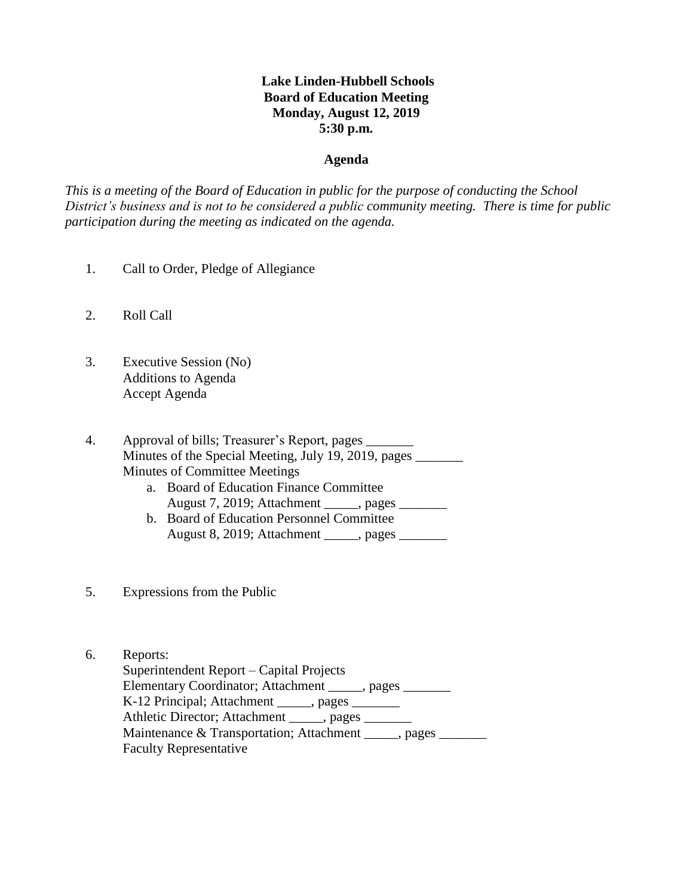**Lake Linden-Hubbell Schools**
**Board of Education Meeting**
**Monday, August 12, 2019**
**5:30 p.m.**

**Agenda**

*This is a meeting of the Board of Education in public for the purpose of conducting the School District's business and is not to be considered a public community meeting. There is time for public participation during the meeting as indicated on the agenda.*

1. Call to Order, Pledge of Allegiance

2. Roll Call

3. Executive Session (No)
   Additions to Agenda
   Accept Agenda

4. Approval of bills; Treasurer's Report, pages _______
   Minutes of the Special Meeting, July 19, 2019, pages _______
   Minutes of Committee Meetings
   a. Board of Education Finance Committee
      August 7, 2019; Attachment _____, pages _______
   b. Board of Education Personnel Committee
      August 8, 2019; Attachment _____, pages _______

5. Expressions from the Public

6. Reports:
   Superintendent Report – Capital Projects
   Elementary Coordinator; Attachment _____, pages _______
   K-12 Principal; Attachment _____, pages _______
   Athletic Director; Attachment _____, pages _______
   Maintenance & Transportation; Attachment _____, pages _______
   Faculty Representative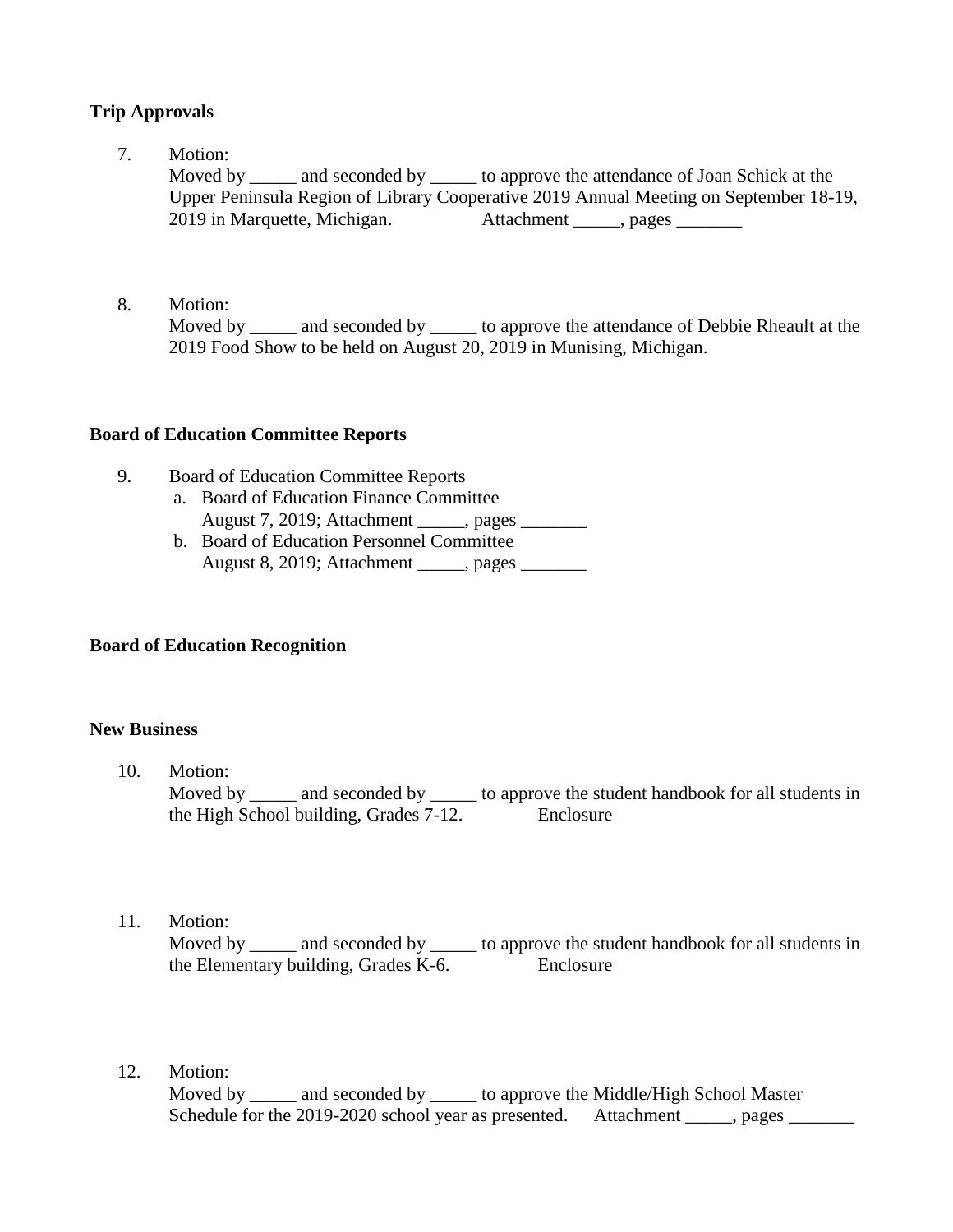**Trip Approvals**

7. Motion:
   Moved by _____ and seconded by _____ to approve the attendance of Joan Schick at the Upper Peninsula Region of Library Cooperative 2019 Annual Meeting on September 18-19, 2019 in Marquette, Michigan. Attachment _____, pages _______

8. Motion:
   Moved by _____ and seconded by _____ to approve the attendance of Debbie Rheault at the 2019 Food Show to be held on August 20, 2019 in Munising, Michigan.

**Board of Education Committee Reports**

9. Board of Education Committee Reports
   a. Board of Education Finance Committee
      August 7, 2019; Attachment _____, pages _______
   b. Board of Education Personnel Committee
      August 8, 2019; Attachment _____, pages _______

**Board of Education Recognition**

**New Business**

10. Motion:
    Moved by _____ and seconded by _____ to approve the student handbook for all students in the High School building, Grades 7-12. Enclosure

11. Motion:
    Moved by _____ and seconded by _____ to approve the student handbook for all students in the Elementary building, Grades K-6. Enclosure

12. Motion:
    Moved by _____ and seconded by _____ to approve the Middle/High School Master Schedule for the 2019-2020 school year as presented. Attachment _____, pages _______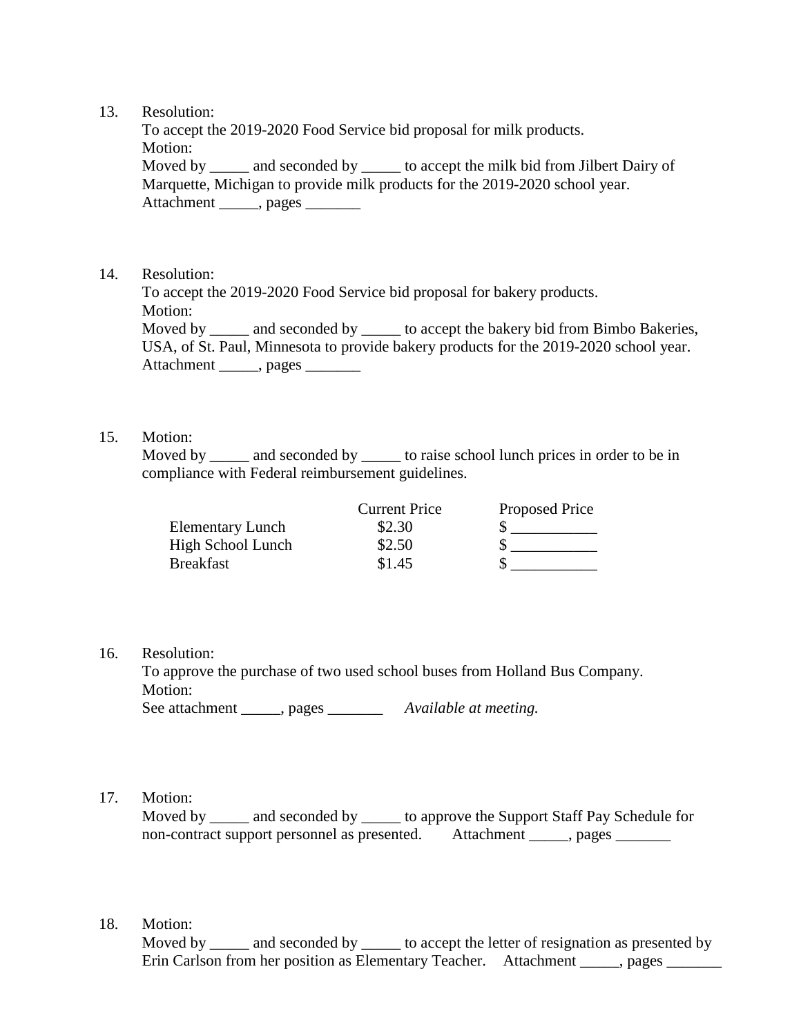13. Resolution:
    To accept the 2019-2020 Food Service bid proposal for milk products.
    Motion:
    Moved by _____ and seconded by _____ to accept the milk bid from Jilbert Dairy of Marquette, Michigan to provide milk products for the 2019-2020 school year.
    Attachment _____, pages _______

14. Resolution:
    To accept the 2019-2020 Food Service bid proposal for bakery products.
    Motion:
    Moved by _____ and seconded by _____ to accept the bakery bid from Bimbo Bakeries, USA, of St. Paul, Minnesota to provide bakery products for the 2019-2020 school year.
    Attachment _____, pages _______

15. Motion:
    Moved by _____ and seconded by _____ to raise school lunch prices in order to be in compliance with Federal reimbursement guidelines.

| | Current Price | Proposed Price |
|---|---|---|
| Elementary Lunch | $2.30 | $ ___________ |
| High School Lunch | $2.50 | $ ___________ |
| Breakfast | $1.45 | $ ___________ |

16. Resolution:
    To approve the purchase of two used school buses from Holland Bus Company.
    Motion:
    See attachment _____, pages _______ *Available at meeting.*

17. Motion:
    Moved by _____ and seconded by _____ to approve the Support Staff Pay Schedule for non-contract support personnel as presented. Attachment _____, pages _______

18. Motion:
    Moved by _____ and seconded by _____ to accept the letter of resignation as presented by Erin Carlson from her position as Elementary Teacher. Attachment _____, pages _______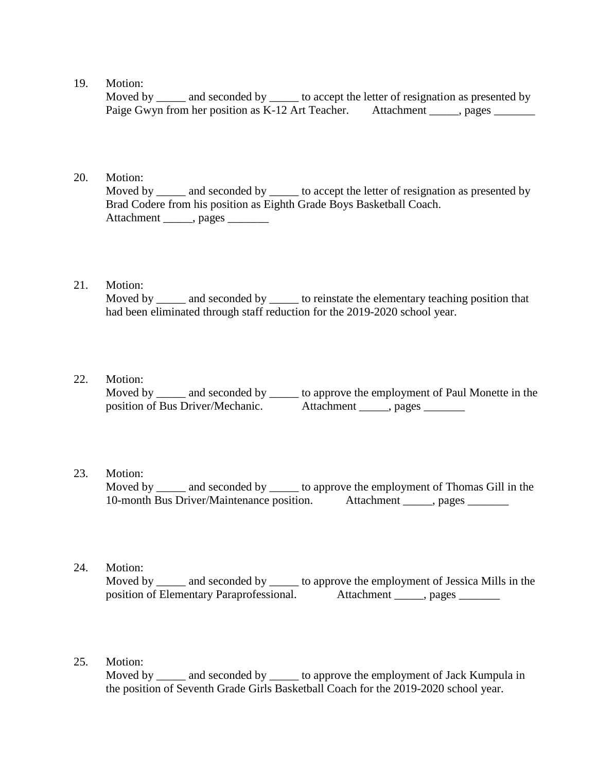19. Motion:
    Moved by _____ and seconded by _____ to accept the letter of resignation as presented by Paige Gwyn from her position as K-12 Art Teacher. Attachment _____, pages _______

20. Motion:
    Moved by _____ and seconded by _____ to accept the letter of resignation as presented by Brad Codere from his position as Eighth Grade Boys Basketball Coach.
    Attachment _____, pages _______

21. Motion:
    Moved by _____ and seconded by _____ to reinstate the elementary teaching position that had been eliminated through staff reduction for the 2019-2020 school year.

22. Motion:
    Moved by _____ and seconded by _____ to approve the employment of Paul Monette in the position of Bus Driver/Mechanic. Attachment _____, pages _______

23. Motion:
    Moved by _____ and seconded by _____ to approve the employment of Thomas Gill in the 10-month Bus Driver/Maintenance position. Attachment _____, pages _______

24. Motion:
    Moved by _____ and seconded by _____ to approve the employment of Jessica Mills in the position of Elementary Paraprofessional. Attachment _____, pages _______

25. Motion:
    Moved by _____ and seconded by _____ to approve the employment of Jack Kumpula in the position of Seventh Grade Girls Basketball Coach for the 2019-2020 school year.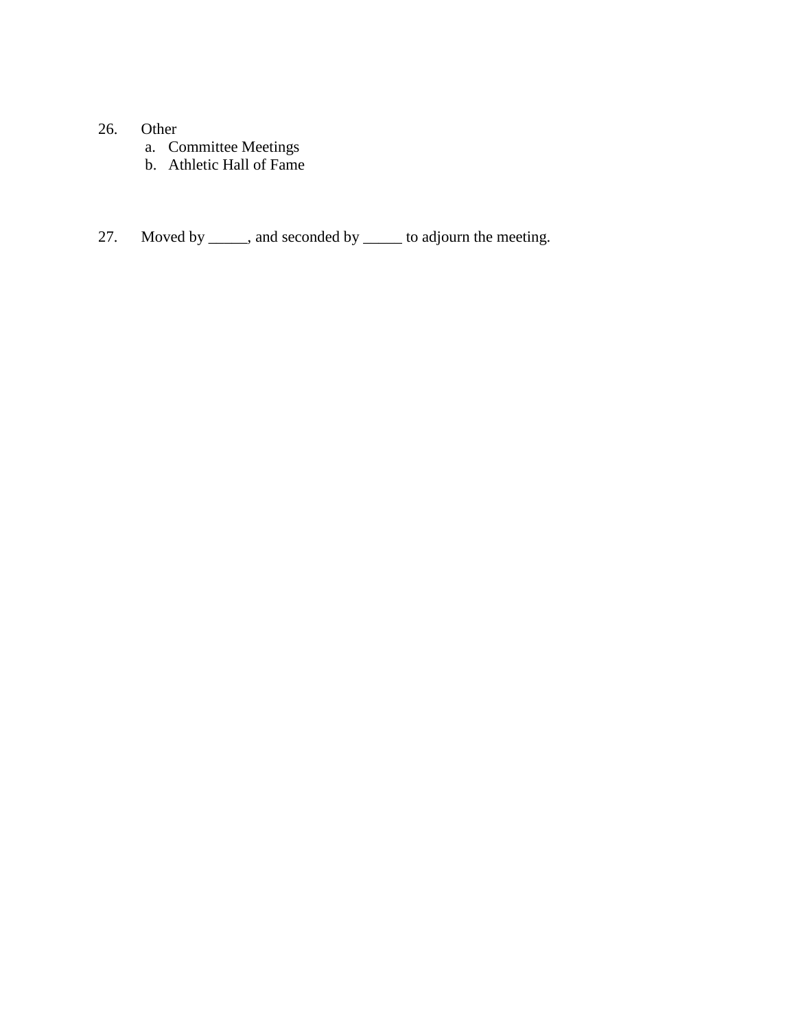26. Other
    a. Committee Meetings
    b. Athletic Hall of Fame

27. Moved by _____, and seconded by _____ to adjourn the meeting.